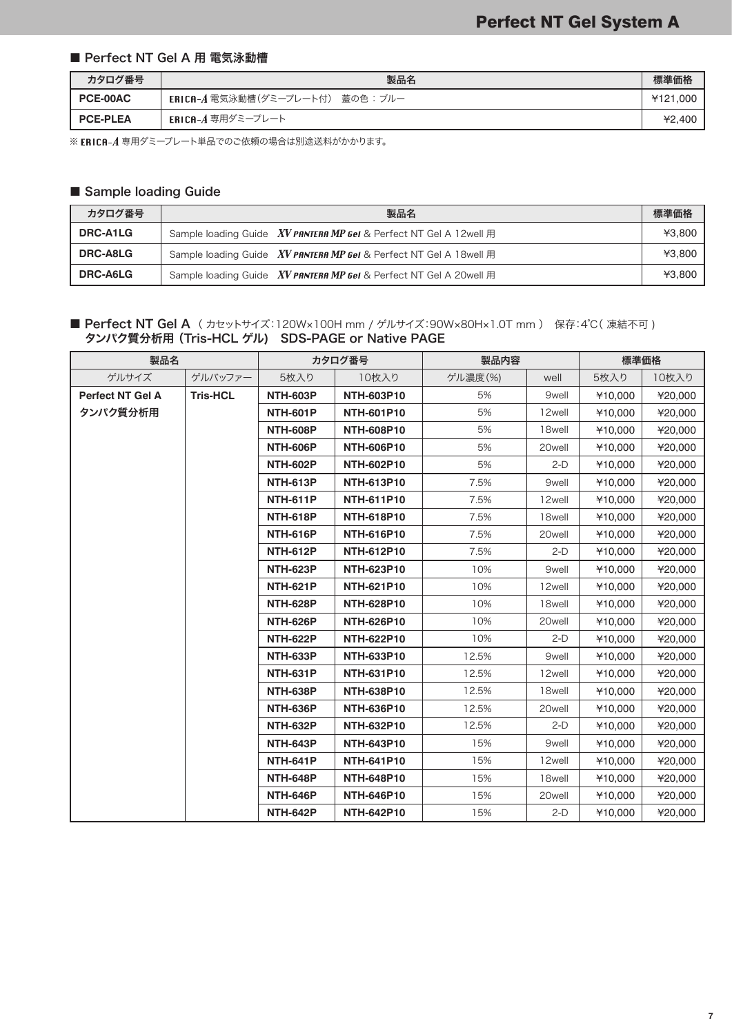# Perfect NT Gel System A

## ■ Perfect NT Gel A 用 電気泳動槽

| カタログ番号 | 製品名 | 標準価格 |
|---|---|---|
| **PCE-00AC** | ERICA-A 電気泳動槽（ダミープレート付） 蓋の色：ブルー | ¥121,000 |
| **PCE-PLEA** | ERICA-A 専用ダミープレート | ¥2,400 |

※ ERICA-A 専用ダミープレート単品でのご依頼の場合は別途送料がかかります。

## ■ Sample loading Guide

| カタログ番号 | 製品名 | 標準価格 |
|---|---|---|
| **DRC-A1LG** | Sample loading Guide *XV PANTERA MP Gel* & Perfect NT Gel A 12well 用 | ¥3,800 |
| **DRC-A8LG** | Sample loading Guide *XV PANTERA MP Gel* & Perfect NT Gel A 18well 用 | ¥3,800 |
| **DRC-A6LG** | Sample loading Guide *XV PANTERA MP Gel* & Perfect NT Gel A 20well 用 | ¥3,800 |

## ■ Perfect NT Gel A（カセットサイズ：120W×100H mm / ゲルサイズ：90W×80H×1.0T mm） 保存：4℃（凍結不可） タンパク質分析用（Tris-HCL ゲル） SDS-PAGE or Native PAGE

| 製品名 | | カタログ番号 | | 製品内容 | | 標準価格 | |
|---|---|---|---|---|---|---|---|
| ゲルサイズ | ゲルバッファー | 5枚入り | 10枚入り | ゲル濃度(%) | well | 5枚入り | 10枚入り |
| **Perfect NT Gel A タンパク質分析用** | **Tris-HCL** | **NTH-603P** | **NTH-603P10** | 5% | 9well | ¥10,000 | ¥20,000 |
| | | **NTH-601P** | **NTH-601P10** | 5% | 12well | ¥10,000 | ¥20,000 |
| | | **NTH-608P** | **NTH-608P10** | 5% | 18well | ¥10,000 | ¥20,000 |
| | | **NTH-606P** | **NTH-606P10** | 5% | 20well | ¥10,000 | ¥20,000 |
| | | **NTH-602P** | **NTH-602P10** | 5% | 2-D | ¥10,000 | ¥20,000 |
| | | **NTH-613P** | **NTH-613P10** | 7.5% | 9well | ¥10,000 | ¥20,000 |
| | | **NTH-611P** | **NTH-611P10** | 7.5% | 12well | ¥10,000 | ¥20,000 |
| | | **NTH-618P** | **NTH-618P10** | 7.5% | 18well | ¥10,000 | ¥20,000 |
| | | **NTH-616P** | **NTH-616P10** | 7.5% | 20well | ¥10,000 | ¥20,000 |
| | | **NTH-612P** | **NTH-612P10** | 7.5% | 2-D | ¥10,000 | ¥20,000 |
| | | **NTH-623P** | **NTH-623P10** | 10% | 9well | ¥10,000 | ¥20,000 |
| | | **NTH-621P** | **NTH-621P10** | 10% | 12well | ¥10,000 | ¥20,000 |
| | | **NTH-628P** | **NTH-628P10** | 10% | 18well | ¥10,000 | ¥20,000 |
| | | **NTH-626P** | **NTH-626P10** | 10% | 20well | ¥10,000 | ¥20,000 |
| | | **NTH-622P** | **NTH-622P10** | 10% | 2-D | ¥10,000 | ¥20,000 |
| | | **NTH-633P** | **NTH-633P10** | 12.5% | 9well | ¥10,000 | ¥20,000 |
| | | **NTH-631P** | **NTH-631P10** | 12.5% | 12well | ¥10,000 | ¥20,000 |
| | | **NTH-638P** | **NTH-638P10** | 12.5% | 18well | ¥10,000 | ¥20,000 |
| | | **NTH-636P** | **NTH-636P10** | 12.5% | 20well | ¥10,000 | ¥20,000 |
| | | **NTH-632P** | **NTH-632P10** | 12.5% | 2-D | ¥10,000 | ¥20,000 |
| | | **NTH-643P** | **NTH-643P10** | 15% | 9well | ¥10,000 | ¥20,000 |
| | | **NTH-641P** | **NTH-641P10** | 15% | 12well | ¥10,000 | ¥20,000 |
| | | **NTH-648P** | **NTH-648P10** | 15% | 18well | ¥10,000 | ¥20,000 |
| | | **NTH-646P** | **NTH-646P10** | 15% | 20well | ¥10,000 | ¥20,000 |
| | | **NTH-642P** | **NTH-642P10** | 15% | 2-D | ¥10,000 | ¥20,000 |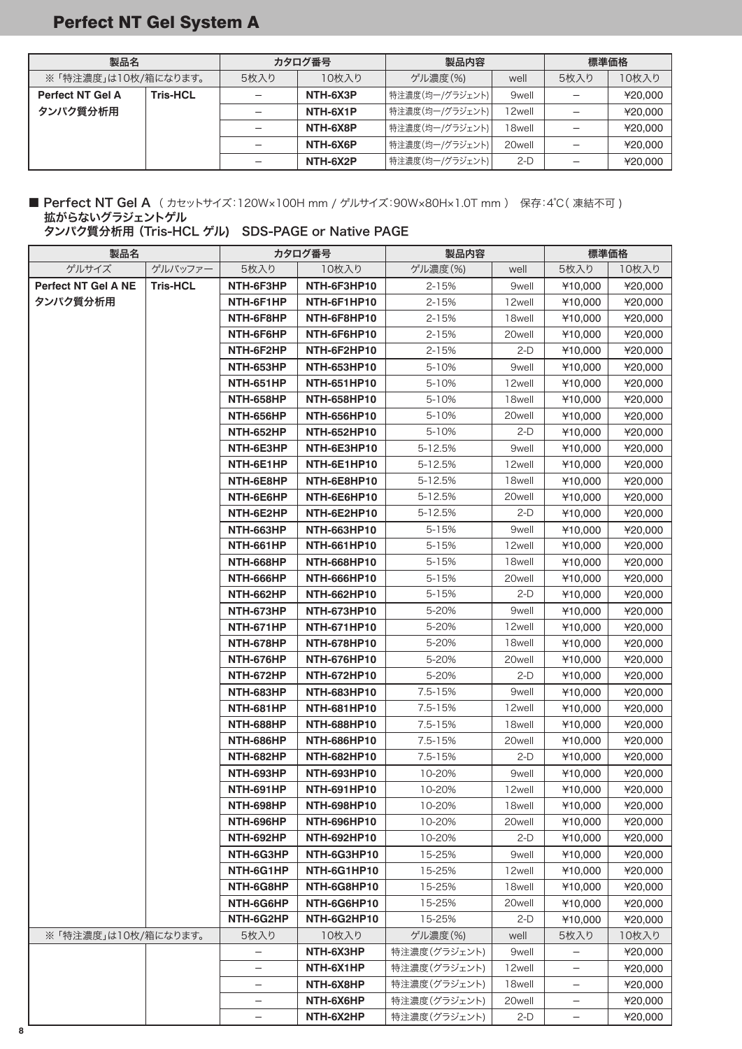## Perfect NT Gel System A

| 製品名 | | カタログ番号 | | 製品内容 | | 標準価格 | |
|---|---|---|---|---|---|---|---|
| ※「特注濃度」は10枚/箱になります。 | | 5枚入り | 10枚入り | ゲル濃度(%) | well | 5枚入り | 10枚入り |
| **Perfect NT Gel A タンパク質分析用** | **Tris-HCL** | – | **NTH-6X3P** | 特注濃度(均一/グラジェント) | 9well | – | ¥20,000 |
| | | – | **NTH-6X1P** | 特注濃度(均一/グラジェント) | 12well | – | ¥20,000 |
| | | – | **NTH-6X8P** | 特注濃度(均一/グラジェント) | 18well | – | ¥20,000 |
| | | – | **NTH-6X6P** | 特注濃度(均一/グラジェント) | 20well | – | ¥20,000 |
| | | – | **NTH-6X2P** | 特注濃度(均一/グラジェント) | 2-D | – | ¥20,000 |

■ **Perfect NT Gel A** （カセットサイズ:120W×100H mm / ゲルサイズ:90W×80H×1.0T mm） 保存:4℃（凍結不可）
**拡がらないグラジェントゲル**
**タンパク質分析用 (Tris-HCL ゲル)　SDS-PAGE or Native PAGE**

| 製品名 | | カタログ番号 | | 製品内容 | | 標準価格 | |
|---|---|---|---|---|---|---|---|
| ゲルサイズ | ゲルバッファー | 5枚入り | 10枚入り | ゲル濃度(%) | well | 5枚入り | 10枚入り |
| **Perfect NT Gel A NE タンパク質分析用** | **Tris-HCL** | **NTH-6F3HP** | **NTH-6F3HP10** | 2-15% | 9well | ¥10,000 | ¥20,000 |
| | | **NTH-6F1HP** | **NTH-6F1HP10** | 2-15% | 12well | ¥10,000 | ¥20,000 |
| | | **NTH-6F8HP** | **NTH-6F8HP10** | 2-15% | 18well | ¥10,000 | ¥20,000 |
| | | **NTH-6F6HP** | **NTH-6F6HP10** | 2-15% | 20well | ¥10,000 | ¥20,000 |
| | | **NTH-6F2HP** | **NTH-6F2HP10** | 2-15% | 2-D | ¥10,000 | ¥20,000 |
| | | **NTH-653HP** | **NTH-653HP10** | 5-10% | 9well | ¥10,000 | ¥20,000 |
| | | **NTH-651HP** | **NTH-651HP10** | 5-10% | 12well | ¥10,000 | ¥20,000 |
| | | **NTH-658HP** | **NTH-658HP10** | 5-10% | 18well | ¥10,000 | ¥20,000 |
| | | **NTH-656HP** | **NTH-656HP10** | 5-10% | 20well | ¥10,000 | ¥20,000 |
| | | **NTH-652HP** | **NTH-652HP10** | 5-10% | 2-D | ¥10,000 | ¥20,000 |
| | | **NTH-6E3HP** | **NTH-6E3HP10** | 5-12.5% | 9well | ¥10,000 | ¥20,000 |
| | | **NTH-6E1HP** | **NTH-6E1HP10** | 5-12.5% | 12well | ¥10,000 | ¥20,000 |
| | | **NTH-6E8HP** | **NTH-6E8HP10** | 5-12.5% | 18well | ¥10,000 | ¥20,000 |
| | | **NTH-6E6HP** | **NTH-6E6HP10** | 5-12.5% | 20well | ¥10,000 | ¥20,000 |
| | | **NTH-6E2HP** | **NTH-6E2HP10** | 5-12.5% | 2-D | ¥10,000 | ¥20,000 |
| | | **NTH-663HP** | **NTH-663HP10** | 5-15% | 9well | ¥10,000 | ¥20,000 |
| | | **NTH-661HP** | **NTH-661HP10** | 5-15% | 12well | ¥10,000 | ¥20,000 |
| | | **NTH-668HP** | **NTH-668HP10** | 5-15% | 18well | ¥10,000 | ¥20,000 |
| | | **NTH-666HP** | **NTH-666HP10** | 5-15% | 20well | ¥10,000 | ¥20,000 |
| | | **NTH-662HP** | **NTH-662HP10** | 5-15% | 2-D | ¥10,000 | ¥20,000 |
| | | **NTH-673HP** | **NTH-673HP10** | 5-20% | 9well | ¥10,000 | ¥20,000 |
| | | **NTH-671HP** | **NTH-671HP10** | 5-20% | 12well | ¥10,000 | ¥20,000 |
| | | **NTH-678HP** | **NTH-678HP10** | 5-20% | 18well | ¥10,000 | ¥20,000 |
| | | **NTH-676HP** | **NTH-676HP10** | 5-20% | 20well | ¥10,000 | ¥20,000 |
| | | **NTH-672HP** | **NTH-672HP10** | 5-20% | 2-D | ¥10,000 | ¥20,000 |
| | | **NTH-683HP** | **NTH-683HP10** | 7.5-15% | 9well | ¥10,000 | ¥20,000 |
| | | **NTH-681HP** | **NTH-681HP10** | 7.5-15% | 12well | ¥10,000 | ¥20,000 |
| | | **NTH-688HP** | **NTH-688HP10** | 7.5-15% | 18well | ¥10,000 | ¥20,000 |
| | | **NTH-686HP** | **NTH-686HP10** | 7.5-15% | 20well | ¥10,000 | ¥20,000 |
| | | **NTH-682HP** | **NTH-682HP10** | 7.5-15% | 2-D | ¥10,000 | ¥20,000 |
| | | **NTH-693HP** | **NTH-693HP10** | 10-20% | 9well | ¥10,000 | ¥20,000 |
| | | **NTH-691HP** | **NTH-691HP10** | 10-20% | 12well | ¥10,000 | ¥20,000 |
| | | **NTH-698HP** | **NTH-698HP10** | 10-20% | 18well | ¥10,000 | ¥20,000 |
| | | **NTH-696HP** | **NTH-696HP10** | 10-20% | 20well | ¥10,000 | ¥20,000 |
| | | **NTH-692HP** | **NTH-692HP10** | 10-20% | 2-D | ¥10,000 | ¥20,000 |
| | | **NTH-6G3HP** | **NTH-6G3HP10** | 15-25% | 9well | ¥10,000 | ¥20,000 |
| | | **NTH-6G1HP** | **NTH-6G1HP10** | 15-25% | 12well | ¥10,000 | ¥20,000 |
| | | **NTH-6G8HP** | **NTH-6G8HP10** | 15-25% | 18well | ¥10,000 | ¥20,000 |
| | | **NTH-6G6HP** | **NTH-6G6HP10** | 15-25% | 20well | ¥10,000 | ¥20,000 |
| | | **NTH-6G2HP** | **NTH-6G2HP10** | 15-25% | 2-D | ¥10,000 | ¥20,000 |
| ※「特注濃度」は10枚/箱になります。 | | 5枚入り | 10枚入り | ゲル濃度(%) | well | 5枚入り | 10枚入り |
| | | – | **NTH-6X3HP** | 特注濃度(グラジェント) | 9well | – | ¥20,000 |
| | | – | **NTH-6X1HP** | 特注濃度(グラジェント) | 12well | – | ¥20,000 |
| | | – | **NTH-6X8HP** | 特注濃度(グラジェント) | 18well | – | ¥20,000 |
| | | – | **NTH-6X6HP** | 特注濃度(グラジェント) | 20well | – | ¥20,000 |
| | | – | **NTH-6X2HP** | 特注濃度(グラジェント) | 2-D | – | ¥20,000 |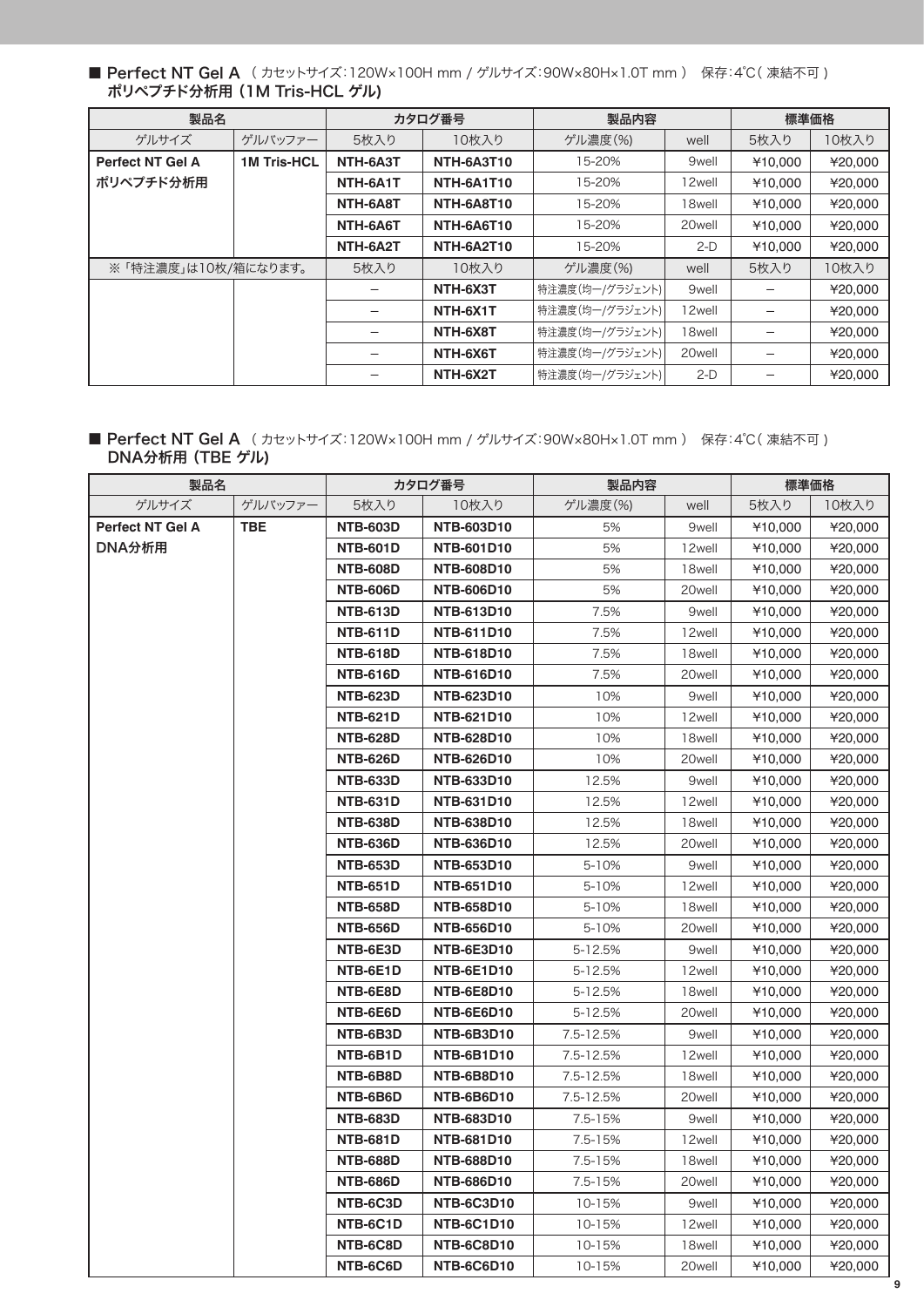■ **Perfect NT Gel A** （カセットサイズ：120W×100H mm / ゲルサイズ：90W×80H×1.0T mm） 保存：4℃（凍結不可）
**ポリペプチド分析用（1M Tris-HCL ゲル）**

| 製品名 | | カタログ番号 | | 製品内容 | | 標準価格 | |
|---|---|---|---|---|---|---|---|
| ゲルサイズ | ゲルバッファー | 5枚入り | 10枚入り | ゲル濃度(%) | well | 5枚入り | 10枚入り |
| **Perfect NT Gel A ポリペプチド分析用** | **1M Tris-HCL** | **NTH-6A3T** | **NTH-6A3T10** | 15-20% | 9well | ¥10,000 | ¥20,000 |
| | | **NTH-6A1T** | **NTH-6A1T10** | 15-20% | 12well | ¥10,000 | ¥20,000 |
| | | **NTH-6A8T** | **NTH-6A8T10** | 15-20% | 18well | ¥10,000 | ¥20,000 |
| | | **NTH-6A6T** | **NTH-6A6T10** | 15-20% | 20well | ¥10,000 | ¥20,000 |
| | | **NTH-6A2T** | **NTH-6A2T10** | 15-20% | 2-D | ¥10,000 | ¥20,000 |
| ※「特注濃度」は10枚/箱になります。 | | 5枚入り | 10枚入り | ゲル濃度(%) | well | 5枚入り | 10枚入り |
| | | – | **NTH-6X3T** | 特注濃度(均一/グラジェント) | 9well | – | ¥20,000 |
| | | – | **NTH-6X1T** | 特注濃度(均一/グラジェント) | 12well | – | ¥20,000 |
| | | – | **NTH-6X8T** | 特注濃度(均一/グラジェント) | 18well | – | ¥20,000 |
| | | – | **NTH-6X6T** | 特注濃度(均一/グラジェント) | 20well | – | ¥20,000 |
| | | – | **NTH-6X2T** | 特注濃度(均一/グラジェント) | 2-D | – | ¥20,000 |

■ **Perfect NT Gel A** （カセットサイズ：120W×100H mm / ゲルサイズ：90W×80H×1.0T mm） 保存：4℃（凍結不可）
**DNA分析用（TBE ゲル）**

| 製品名 | | カタログ番号 | | 製品内容 | | 標準価格 | |
|---|---|---|---|---|---|---|---|
| ゲルサイズ | ゲルバッファー | 5枚入り | 10枚入り | ゲル濃度(%) | well | 5枚入り | 10枚入り |
| **Perfect NT Gel A DNA分析用** | **TBE** | **NTB-603D** | **NTB-603D10** | 5% | 9well | ¥10,000 | ¥20,000 |
| | | **NTB-601D** | **NTB-601D10** | 5% | 12well | ¥10,000 | ¥20,000 |
| | | **NTB-608D** | **NTB-608D10** | 5% | 18well | ¥10,000 | ¥20,000 |
| | | **NTB-606D** | **NTB-606D10** | 5% | 20well | ¥10,000 | ¥20,000 |
| | | **NTB-613D** | **NTB-613D10** | 7.5% | 9well | ¥10,000 | ¥20,000 |
| | | **NTB-611D** | **NTB-611D10** | 7.5% | 12well | ¥10,000 | ¥20,000 |
| | | **NTB-618D** | **NTB-618D10** | 7.5% | 18well | ¥10,000 | ¥20,000 |
| | | **NTB-616D** | **NTB-616D10** | 7.5% | 20well | ¥10,000 | ¥20,000 |
| | | **NTB-623D** | **NTB-623D10** | 10% | 9well | ¥10,000 | ¥20,000 |
| | | **NTB-621D** | **NTB-621D10** | 10% | 12well | ¥10,000 | ¥20,000 |
| | | **NTB-628D** | **NTB-628D10** | 10% | 18well | ¥10,000 | ¥20,000 |
| | | **NTB-626D** | **NTB-626D10** | 10% | 20well | ¥10,000 | ¥20,000 |
| | | **NTB-633D** | **NTB-633D10** | 12.5% | 9well | ¥10,000 | ¥20,000 |
| | | **NTB-631D** | **NTB-631D10** | 12.5% | 12well | ¥10,000 | ¥20,000 |
| | | **NTB-638D** | **NTB-638D10** | 12.5% | 18well | ¥10,000 | ¥20,000 |
| | | **NTB-636D** | **NTB-636D10** | 12.5% | 20well | ¥10,000 | ¥20,000 |
| | | **NTB-653D** | **NTB-653D10** | 5-10% | 9well | ¥10,000 | ¥20,000 |
| | | **NTB-651D** | **NTB-651D10** | 5-10% | 12well | ¥10,000 | ¥20,000 |
| | | **NTB-658D** | **NTB-658D10** | 5-10% | 18well | ¥10,000 | ¥20,000 |
| | | **NTB-656D** | **NTB-656D10** | 5-10% | 20well | ¥10,000 | ¥20,000 |
| | | **NTB-6E3D** | **NTB-6E3D10** | 5-12.5% | 9well | ¥10,000 | ¥20,000 |
| | | **NTB-6E1D** | **NTB-6E1D10** | 5-12.5% | 12well | ¥10,000 | ¥20,000 |
| | | **NTB-6E8D** | **NTB-6E8D10** | 5-12.5% | 18well | ¥10,000 | ¥20,000 |
| | | **NTB-6E6D** | **NTB-6E6D10** | 5-12.5% | 20well | ¥10,000 | ¥20,000 |
| | | **NTB-6B3D** | **NTB-6B3D10** | 7.5-12.5% | 9well | ¥10,000 | ¥20,000 |
| | | **NTB-6B1D** | **NTB-6B1D10** | 7.5-12.5% | 12well | ¥10,000 | ¥20,000 |
| | | **NTB-6B8D** | **NTB-6B8D10** | 7.5-12.5% | 18well | ¥10,000 | ¥20,000 |
| | | **NTB-6B6D** | **NTB-6B6D10** | 7.5-12.5% | 20well | ¥10,000 | ¥20,000 |
| | | **NTB-683D** | **NTB-683D10** | 7.5-15% | 9well | ¥10,000 | ¥20,000 |
| | | **NTB-681D** | **NTB-681D10** | 7.5-15% | 12well | ¥10,000 | ¥20,000 |
| | | **NTB-688D** | **NTB-688D10** | 7.5-15% | 18well | ¥10,000 | ¥20,000 |
| | | **NTB-686D** | **NTB-686D10** | 7.5-15% | 20well | ¥10,000 | ¥20,000 |
| | | **NTB-6C3D** | **NTB-6C3D10** | 10-15% | 9well | ¥10,000 | ¥20,000 |
| | | **NTB-6C1D** | **NTB-6C1D10** | 10-15% | 12well | ¥10,000 | ¥20,000 |
| | | **NTB-6C8D** | **NTB-6C8D10** | 10-15% | 18well | ¥10,000 | ¥20,000 |
| | | **NTB-6C6D** | **NTB-6C6D10** | 10-15% | 20well | ¥10,000 | ¥20,000 |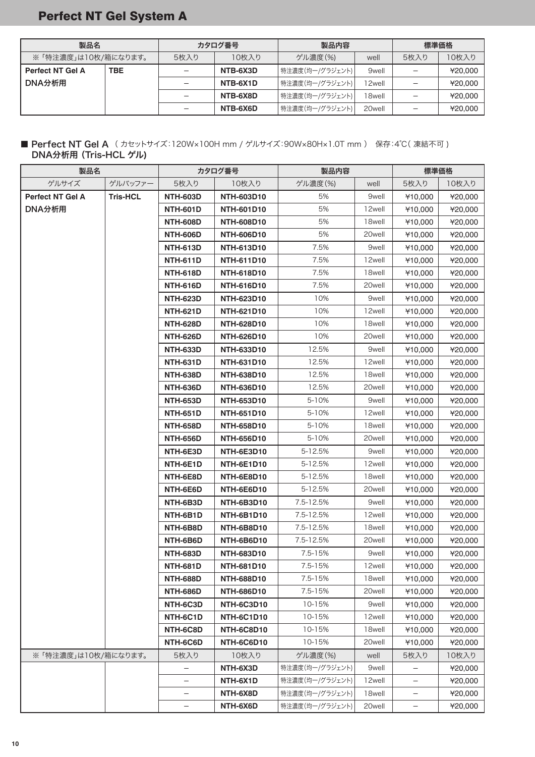## Perfect NT Gel System A

| 製品名 | | カタログ番号 | | 製品内容 | | 標準価格 | |
|---|---|---|---|---|---|---|---|
| ※「特注濃度」は10枚/箱になります。 | | 5枚入り | 10枚入り | ゲル濃度(%) | well | 5枚入り | 10枚入り |
| Perfect NT Gel A DNA分析用 | TBE | – | NTB-6X3D | 特注濃度(均一/グラジェント) | 9well | – | ¥20,000 |
| | | – | NTB-6X1D | 特注濃度(均一/グラジェント) | 12well | – | ¥20,000 |
| | | – | NTB-6X8D | 特注濃度(均一/グラジェント) | 18well | – | ¥20,000 |
| | | – | NTB-6X6D | 特注濃度(均一/グラジェント) | 20well | – | ¥20,000 |

### ■ Perfect NT Gel A（カセットサイズ:120W×100H mm / ゲルサイズ:90W×80H×1.0T mm） 保存:4℃（凍結不可） DNA分析用 (Tris-HCL ゲル)

| 製品名 | | カタログ番号 | | 製品内容 | | 標準価格 | |
|---|---|---|---|---|---|---|---|
| ゲルサイズ | ゲルバッファー | 5枚入り | 10枚入り | ゲル濃度(%) | well | 5枚入り | 10枚入り |
| Perfect NT Gel A DNA分析用 | Tris-HCL | NTH-603D | NTH-603D10 | 5% | 9well | ¥10,000 | ¥20,000 |
| | | NTH-601D | NTH-601D10 | 5% | 12well | ¥10,000 | ¥20,000 |
| | | NTH-608D | NTH-608D10 | 5% | 18well | ¥10,000 | ¥20,000 |
| | | NTH-606D | NTH-606D10 | 5% | 20well | ¥10,000 | ¥20,000 |
| | | NTH-613D | NTH-613D10 | 7.5% | 9well | ¥10,000 | ¥20,000 |
| | | NTH-611D | NTH-611D10 | 7.5% | 12well | ¥10,000 | ¥20,000 |
| | | NTH-618D | NTH-618D10 | 7.5% | 18well | ¥10,000 | ¥20,000 |
| | | NTH-616D | NTH-616D10 | 7.5% | 20well | ¥10,000 | ¥20,000 |
| | | NTH-623D | NTH-623D10 | 10% | 9well | ¥10,000 | ¥20,000 |
| | | NTH-621D | NTH-621D10 | 10% | 12well | ¥10,000 | ¥20,000 |
| | | NTH-628D | NTH-628D10 | 10% | 18well | ¥10,000 | ¥20,000 |
| | | NTH-626D | NTH-626D10 | 10% | 20well | ¥10,000 | ¥20,000 |
| | | NTH-633D | NTH-633D10 | 12.5% | 9well | ¥10,000 | ¥20,000 |
| | | NTH-631D | NTH-631D10 | 12.5% | 12well | ¥10,000 | ¥20,000 |
| | | NTH-638D | NTH-638D10 | 12.5% | 18well | ¥10,000 | ¥20,000 |
| | | NTH-636D | NTH-636D10 | 12.5% | 20well | ¥10,000 | ¥20,000 |
| | | NTH-653D | NTH-653D10 | 5-10% | 9well | ¥10,000 | ¥20,000 |
| | | NTH-651D | NTH-651D10 | 5-10% | 12well | ¥10,000 | ¥20,000 |
| | | NTH-658D | NTH-658D10 | 5-10% | 18well | ¥10,000 | ¥20,000 |
| | | NTH-656D | NTH-656D10 | 5-10% | 20well | ¥10,000 | ¥20,000 |
| | | NTH-6E3D | NTH-6E3D10 | 5-12.5% | 9well | ¥10,000 | ¥20,000 |
| | | NTH-6E1D | NTH-6E1D10 | 5-12.5% | 12well | ¥10,000 | ¥20,000 |
| | | NTH-6E8D | NTH-6E8D10 | 5-12.5% | 18well | ¥10,000 | ¥20,000 |
| | | NTH-6E6D | NTH-6E6D10 | 5-12.5% | 20well | ¥10,000 | ¥20,000 |
| | | NTH-6B3D | NTH-6B3D10 | 7.5-12.5% | 9well | ¥10,000 | ¥20,000 |
| | | NTH-6B1D | NTH-6B1D10 | 7.5-12.5% | 12well | ¥10,000 | ¥20,000 |
| | | NTH-6B8D | NTH-6B8D10 | 7.5-12.5% | 18well | ¥10,000 | ¥20,000 |
| | | NTH-6B6D | NTH-6B6D10 | 7.5-12.5% | 20well | ¥10,000 | ¥20,000 |
| | | NTH-683D | NTH-683D10 | 7.5-15% | 9well | ¥10,000 | ¥20,000 |
| | | NTH-681D | NTH-681D10 | 7.5-15% | 12well | ¥10,000 | ¥20,000 |
| | | NTH-688D | NTH-688D10 | 7.5-15% | 18well | ¥10,000 | ¥20,000 |
| | | NTH-686D | NTH-686D10 | 7.5-15% | 20well | ¥10,000 | ¥20,000 |
| | | NTH-6C3D | NTH-6C3D10 | 10-15% | 9well | ¥10,000 | ¥20,000 |
| | | NTH-6C1D | NTH-6C1D10 | 10-15% | 12well | ¥10,000 | ¥20,000 |
| | | NTH-6C8D | NTH-6C8D10 | 10-15% | 18well | ¥10,000 | ¥20,000 |
| | | NTH-6C6D | NTH-6C6D10 | 10-15% | 20well | ¥10,000 | ¥20,000 |
| ※「特注濃度」は10枚/箱になります。 | | 5枚入り | 10枚入り | ゲル濃度(%) | well | 5枚入り | 10枚入り |
| | | – | NTH-6X3D | 特注濃度(均一/グラジェント) | 9well | – | ¥20,000 |
| | | – | NTH-6X1D | 特注濃度(均一/グラジェント) | 12well | – | ¥20,000 |
| | | – | NTH-6X8D | 特注濃度(均一/グラジェント) | 18well | – | ¥20,000 |
| | | – | NTH-6X6D | 特注濃度(均一/グラジェント) | 20well | – | ¥20,000 |